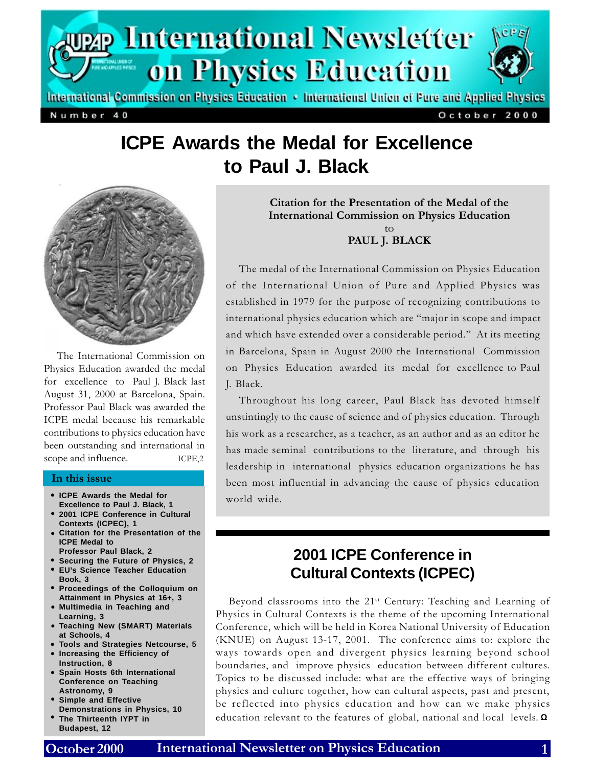# International Newsletter on Physics Education

International Commission on Physics Education • International Union of Pure and Applied Physics

Number 40 — October 2000

# ICPE Awards the Medal for Excellence to Paul J. Black

The International Commission on Physics Education awarded the medal for excellence to Paul J. Black last August 31, 2000 at Barcelona, Spain. Professor Paul Black was awarded the ICPE medal because his remarkable contributions to physics education have been outstanding and international in scope and influence. ICPE,2

**Citation for the Presentation of the Medal of the International Commission on Physics Education**
to
**PAUL J. BLACK**

The medal of the International Commission on Physics Education of the International Union of Pure and Applied Physics was established in 1979 for the purpose of recognizing contributions to international physics education which are "major in scope and impact and which have extended over a considerable period." At its meeting in Barcelona, Spain in August 2000 the International Commission on Physics Education awarded its medal for excellence to Paul J. Black.

Throughout his long career, Paul Black has devoted himself unstintingly to the cause of science and of physics education. Through his work as a researcher, as a teacher, as an author and as an editor he has made seminal contributions to the literature, and through his leadership in international physics education organizations he has been most influential in advancing the cause of physics education world wide.

## In this issue

- **ICPE Awards the Medal for Excellence to Paul J. Black, 1**
- **2001 ICPE Conference in Cultural Contexts (ICPEC), 1**
- **Citation for the Presentation of the ICPE Medal to Professor Paul Black, 2**
- **Securing the Future of Physics, 2**
- **EU's Science Teacher Education Book, 3**
- **Proceedings of the Colloquium on Attainment in Physics at 16+, 3**
- **Multimedia in Teaching and Learning, 3**
- **Teaching New (SMART) Materials at Schools, 4**
- **Tools and Strategies Netcourse, 5**
- **Increasing the Efficiency of Instruction, 8**
- **Spain Hosts 6th International Conference on Teaching Astronomy, 9**
- **Simple and Effective Demonstrations in Physics, 10**
- **The Thirteenth IYPT in Budapest, 12**

## 2001 ICPE Conference in Cultural Contexts (ICPEC)

Beyond classrooms into the 21st Century: Teaching and Learning of Physics in Cultural Contexts is the theme of the upcoming International Conference, which will be held in Korea National University of Education (KNUE) on August 13-17, 2001. The conference aims to: explore the ways towards open and divergent physics learning beyond school boundaries, and improve physics education between different cultures. Topics to be discussed include: what are the effective ways of bringing physics and culture together, how can cultural aspects, past and present, be reflected into physics education and how can we make physics education relevant to the features of global, national and local levels. Ω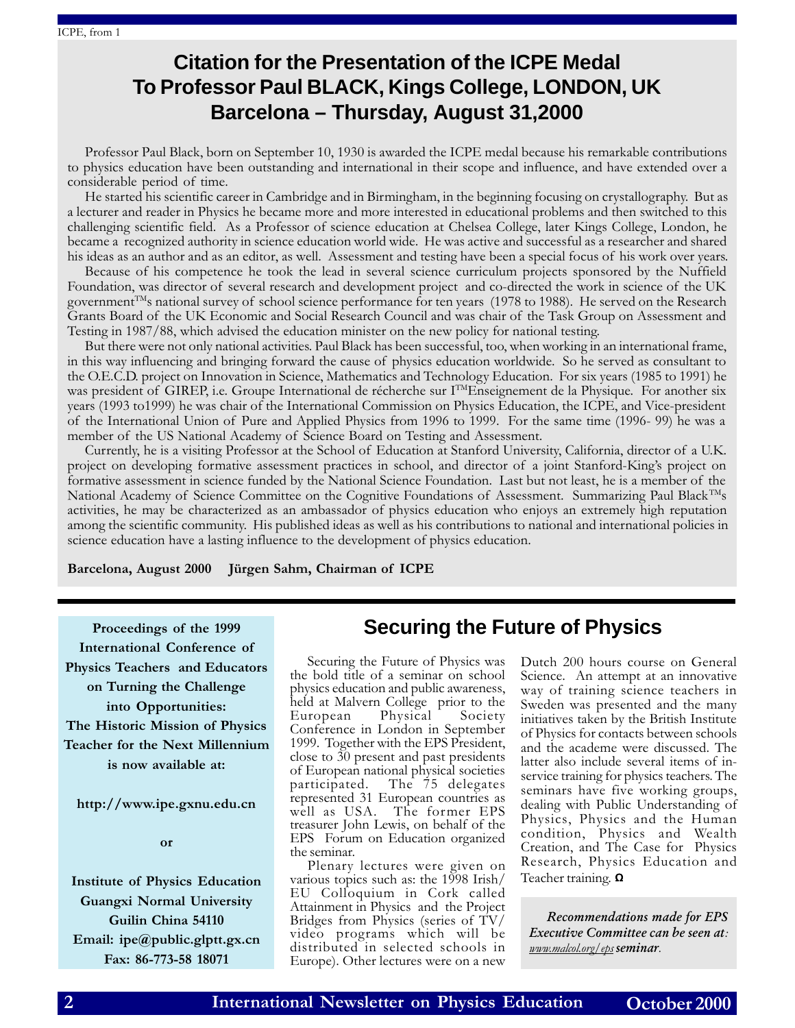ICPE, from 1

# Citation for the Presentation of the ICPE Medal To Professor Paul BLACK, Kings College, LONDON, UK Barcelona – Thursday, August 31,2000

Professor Paul Black, born on September 10, 1930 is awarded the ICPE medal because his remarkable contributions to physics education have been outstanding and international in their scope and influence, and have extended over a considerable period of time.

He started his scientific career in Cambridge and in Birmingham, in the beginning focusing on crystallography. But as a lecturer and reader in Physics he became more and more interested in educational problems and then switched to this challenging scientific field. As a Professor of science education at Chelsea College, later Kings College, London, he became a recognized authority in science education world wide. He was active and successful as a researcher and shared his ideas as an author and as an editor, as well. Assessment and testing have been a special focus of his work over years.

Because of his competence he took the lead in several science curriculum projects sponsored by the Nuffield Foundation, was director of several research and development project and co-directed the work in science of the UK government™s national survey of school science performance for ten years (1978 to 1988). He served on the Research Grants Board of the UK Economic and Social Research Council and was chair of the Task Group on Assessment and Testing in 1987/88, which advised the education minister on the new policy for national testing.

But there were not only national activities. Paul Black has been successful, too, when working in an international frame, in this way influencing and bringing forward the cause of physics education worldwide. So he served as consultant to the O.E.C.D. project on Innovation in Science, Mathematics and Technology Education. For six years (1985 to 1991) he was president of GIREP, i.e. Groupe International de récherche sur I™Enseignement de la Physique. For another six years (1993 to1999) he was chair of the International Commission on Physics Education, the ICPE, and Vice-president of the International Union of Pure and Applied Physics from 1996 to 1999. For the same time (1996- 99) he was a member of the US National Academy of Science Board on Testing and Assessment.

Currently, he is a visiting Professor at the School of Education at Stanford University, California, director of a U.K. project on developing formative assessment practices in school, and director of a joint Stanford-King's project on formative assessment in science funded by the National Science Foundation. Last but not least, he is a member of the National Academy of Science Committee on the Cognitive Foundations of Assessment. Summarizing Paul Black™s activities, he may be characterized as an ambassador of physics education who enjoys an extremely high reputation among the scientific community. His published ideas as well as his contributions to national and international policies in science education have a lasting influence to the development of physics education.

**Barcelona, August 2000 Jürgen Sahm, Chairman of ICPE**

---

**Proceedings of the 1999 International Conference of Physics Teachers and Educators on Turning the Challenge into Opportunities: The Historic Mission of Physics Teacher for the Next Millennium is now available at:**

**http://www.ipe.gxnu.edu.cn**

**or**

**Institute of Physics Education**
**Guangxi Normal University**
**Guilin China 54110**
**Email: ipe@public.glptt.gx.cn**
**Fax: 86-773-58 18071**

## Securing the Future of Physics

Securing the Future of Physics was the bold title of a seminar on school physics education and public awareness, held at Malvern College prior to the European Physical Society Conference in London in September 1999. Together with the EPS President, close to 30 present and past presidents of European national physical societies participated. The 75 delegates represented 31 European countries as well as USA. The former EPS treasurer John Lewis, on behalf of the EPS Forum on Education organized the seminar.

Plenary lectures were given on various topics such as: the 1998 Irish/ EU Colloquium in Cork called Attainment in Physics and the Project Bridges from Physics (series of TV/ video programs which will be distributed in selected schools in Europe). Other lectures were on a new Dutch 200 hours course on General Science. An attempt at an innovative way of training science teachers in Sweden was presented and the many initiatives taken by the British Institute of Physics for contacts between schools and the academe were discussed. The latter also include several items of in-service training for physics teachers. The seminars have five working groups, dealing with Public Understanding of Physics, Physics and the Human condition, Physics and Wealth Creation, and The Case for Physics Research, Physics Education and Teacher training. Ω

***Recommendations made for EPS Executive Committee can be seen at:*** *www.malcol.org/eps* ***seminar***.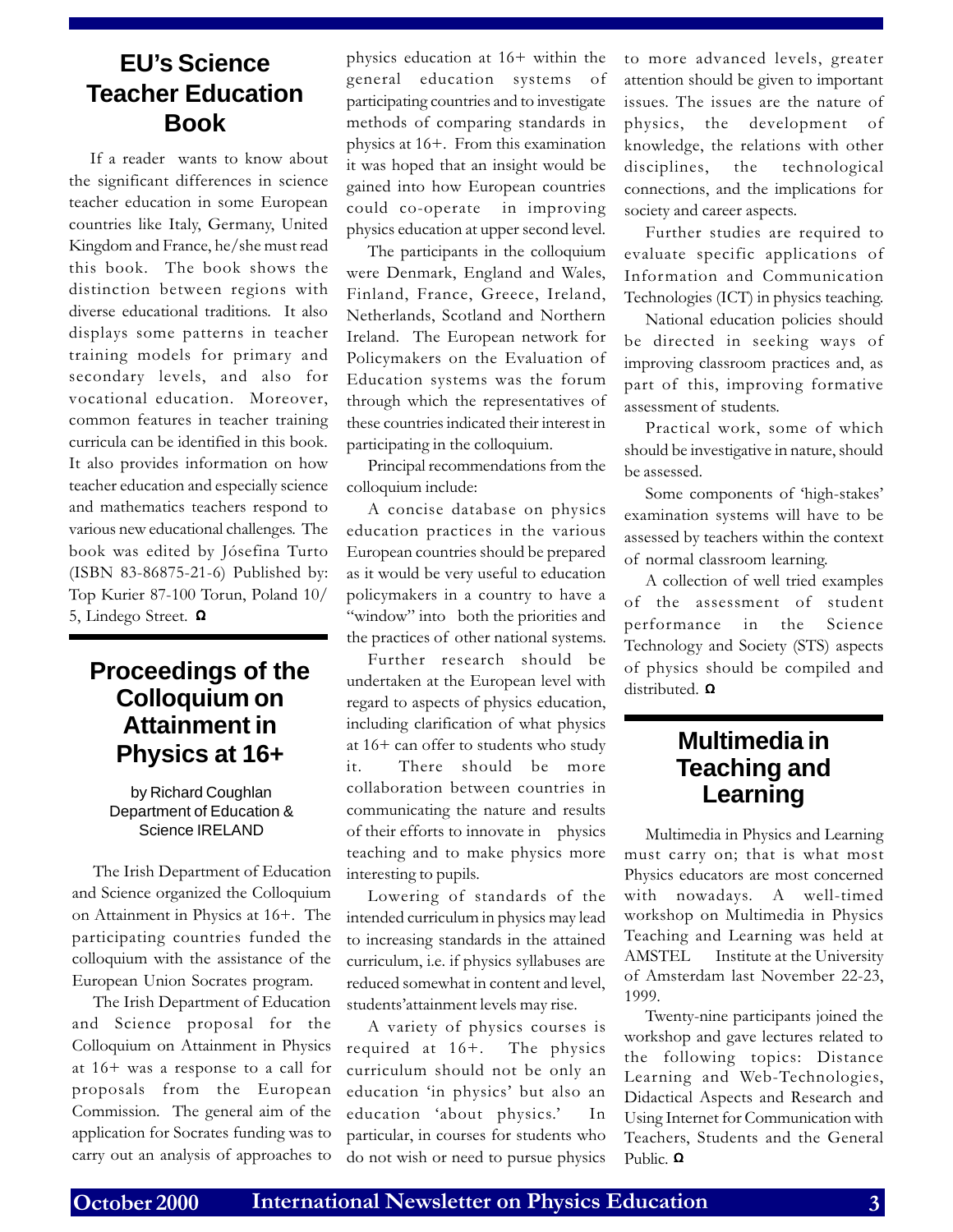## EU's Science Teacher Education Book

If a reader wants to know about the significant differences in science teacher education in some European countries like Italy, Germany, United Kingdom and France, he/she must read this book. The book shows the distinction between regions with diverse educational traditions. It also displays some patterns in teacher training models for primary and secondary levels, and also for vocational education. Moreover, common features in teacher training curricula can be identified in this book. It also provides information on how teacher education and especially science and mathematics teachers respond to various new educational challenges. The book was edited by Jósefina Turto (ISBN 83-86875-21-6) Published by: Top Kurier 87-100 Torun, Poland 10/5, Lindego Street. Ω

## Proceedings of the Colloquium on Attainment in Physics at 16+

by Richard Coughlan
Department of Education & Science IRELAND

The Irish Department of Education and Science organized the Colloquium on Attainment in Physics at 16+. The participating countries funded the colloquium with the assistance of the European Union Socrates program.

The Irish Department of Education and Science proposal for the Colloquium on Attainment in Physics at 16+ was a response to a call for proposals from the European Commission. The general aim of the application for Socrates funding was to carry out an analysis of approaches to physics education at 16+ within the general education systems of participating countries and to investigate methods of comparing standards in physics at 16+. From this examination it was hoped that an insight would be gained into how European countries could co-operate in improving physics education at upper second level.

The participants in the colloquium were Denmark, England and Wales, Finland, France, Greece, Ireland, Netherlands, Scotland and Northern Ireland. The European network for Policymakers on the Evaluation of Education systems was the forum through which the representatives of these countries indicated their interest in participating in the colloquium.

Principal recommendations from the colloquium include:

A concise database on physics education practices in the various European countries should be prepared as it would be very useful to education policymakers in a country to have a "window" into both the priorities and the practices of other national systems.

Further research should be undertaken at the European level with regard to aspects of physics education, including clarification of what physics at 16+ can offer to students who study it. There should be more collaboration between countries in communicating the nature and results of their efforts to innovate in physics teaching and to make physics more interesting to pupils.

Lowering of standards of the intended curriculum in physics may lead to increasing standards in the attained curriculum, i.e. if physics syllabuses are reduced somewhat in content and level, students'attainment levels may rise.

A variety of physics courses is required at 16+. The physics curriculum should not be only an education 'in physics' but also an education 'about physics.' In particular, in courses for students who do not wish or need to pursue physics to more advanced levels, greater attention should be given to important issues. The issues are the nature of physics, the development of knowledge, the relations with other disciplines, the technological connections, and the implications for society and career aspects.

Further studies are required to evaluate specific applications of Information and Communication Technologies (ICT) in physics teaching.

National education policies should be directed in seeking ways of improving classroom practices and, as part of this, improving formative assessment of students.

Practical work, some of which should be investigative in nature, should be assessed.

Some components of 'high-stakes' examination systems will have to be assessed by teachers within the context of normal classroom learning.

A collection of well tried examples of the assessment of student performance in the Science Technology and Society (STS) aspects of physics should be compiled and distributed. Ω

## Multimedia in Teaching and Learning

Multimedia in Physics and Learning must carry on; that is what most Physics educators are most concerned with nowadays. A well-timed workshop on Multimedia in Physics Teaching and Learning was held at AMSTEL Institute at the University of Amsterdam last November 22-23, 1999.

Twenty-nine participants joined the workshop and gave lectures related to the following topics: Distance Learning and Web-Technologies, Didactical Aspects and Research and Using Internet for Communication with Teachers, Students and the General Public. Ω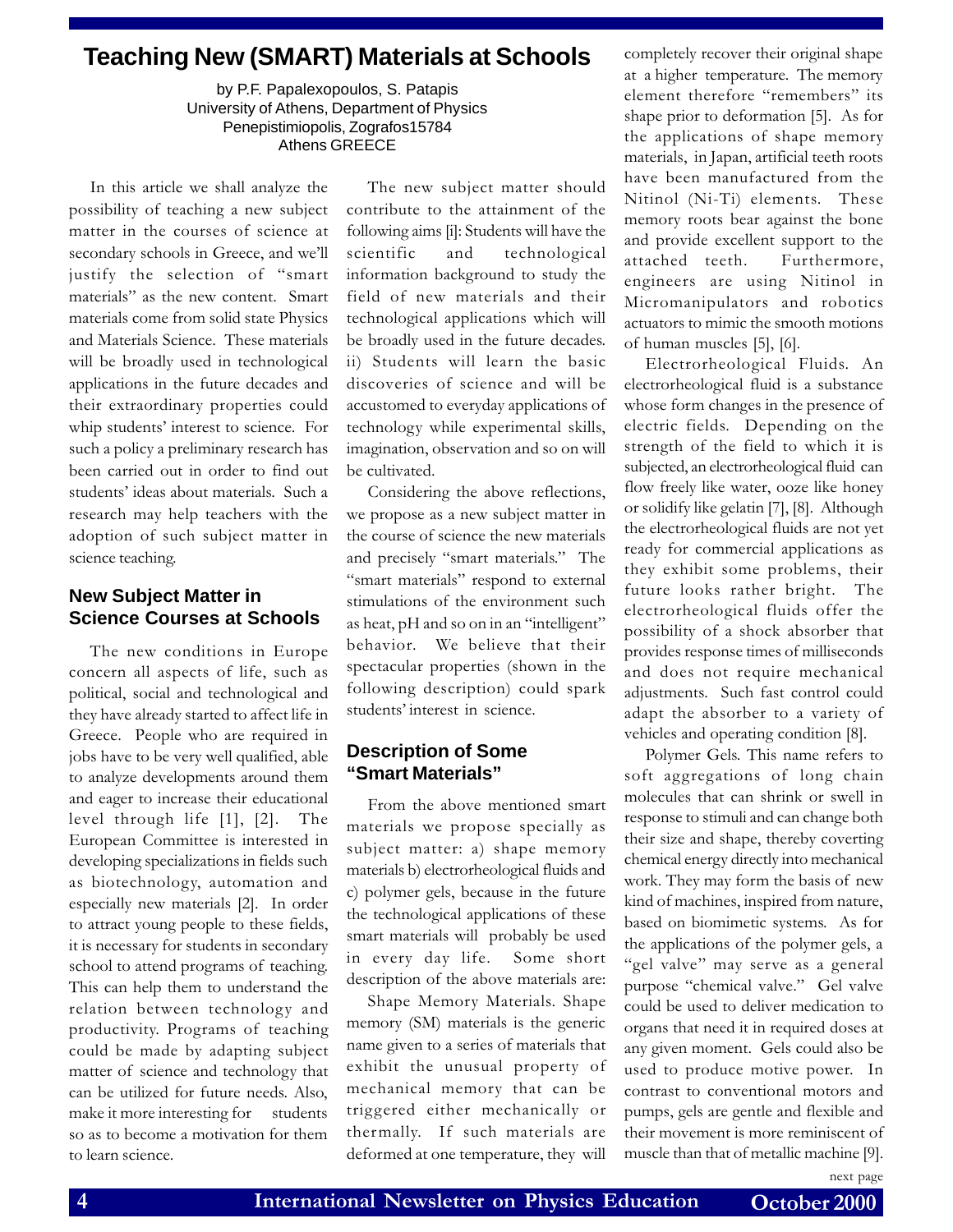# Teaching New (SMART) Materials at Schools

by P.F. Papalexopoulos, S. Patapis
University of Athens, Department of Physics
Penepistimiopolis, Zografos15784
Athens GREECE

In this article we shall analyze the possibility of teaching a new subject matter in the courses of science at secondary schools in Greece, and we'll justify the selection of "smart materials" as the new content. Smart materials come from solid state Physics and Materials Science. These materials will be broadly used in technological applications in the future decades and their extraordinary properties could whip students' interest to science. For such a policy a preliminary research has been carried out in order to find out students' ideas about materials. Such a research may help teachers with the adoption of such subject matter in science teaching.

## New Subject Matter in Science Courses at Schools

The new conditions in Europe concern all aspects of life, such as political, social and technological and they have already started to affect life in Greece. People who are required in jobs have to be very well qualified, able to analyze developments around them and eager to increase their educational level through life [1], [2]. The European Committee is interested in developing specializations in fields such as biotechnology, automation and especially new materials [2]. In order to attract young people to these fields, it is necessary for students in secondary school to attend programs of teaching. This can help them to understand the relation between technology and productivity. Programs of teaching could be made by adapting subject matter of science and technology that can be utilized for future needs. Also, make it more interesting for students so as to become a motivation for them to learn science.

The new subject matter should contribute to the attainment of the following aims [i]: Students will have the scientific and technological information background to study the field of new materials and their technological applications which will be broadly used in the future decades. ii) Students will learn the basic discoveries of science and will be accustomed to everyday applications of technology while experimental skills, imagination, observation and so on will be cultivated.

Considering the above reflections, we propose as a new subject matter in the course of science the new materials and precisely "smart materials." The "smart materials" respond to external stimulations of the environment such as heat, pH and so on in an "intelligent" behavior. We believe that their spectacular properties (shown in the following description) could spark students' interest in science.

## Description of Some "Smart Materials"

From the above mentioned smart materials we propose specially as subject matter: a) shape memory materials b) electrorheological fluids and c) polymer gels, because in the future the technological applications of these smart materials will probably be used in every day life. Some short description of the above materials are:

Shape Memory Materials. Shape memory (SM) materials is the generic name given to a series of materials that exhibit the unusual property of mechanical memory that can be triggered either mechanically or thermally. If such materials are deformed at one temperature, they will completely recover their original shape at a higher temperature. The memory element therefore "remembers" its shape prior to deformation [5]. As for the applications of shape memory materials, in Japan, artificial teeth roots have been manufactured from the Nitinol (Ni-Ti) elements. These memory roots bear against the bone and provide excellent support to the attached teeth. Furthermore, engineers are using Nitinol in Micromanipulators and robotics actuators to mimic the smooth motions of human muscles [5], [6].

Electrorheological Fluids. An electrorheological fluid is a substance whose form changes in the presence of electric fields. Depending on the strength of the field to which it is subjected, an electrorheological fluid can flow freely like water, ooze like honey or solidify like gelatin [7], [8]. Although the electrorheological fluids are not yet ready for commercial applications as they exhibit some problems, their future looks rather bright. The electrorheological fluids offer the possibility of a shock absorber that provides response times of milliseconds and does not require mechanical adjustments. Such fast control could adapt the absorber to a variety of vehicles and operating condition [8].

Polymer Gels. This name refers to soft aggregations of long chain molecules that can shrink or swell in response to stimuli and can change both their size and shape, thereby coverting chemical energy directly into mechanical work. They may form the basis of new kind of machines, inspired from nature, based on biomimetic systems. As for the applications of the polymer gels, a "gel valve" may serve as a general purpose "chemical valve." Gel valve could be used to deliver medication to organs that need it in required doses at any given moment. Gels could also be used to produce motive power. In contrast to conventional motors and pumps, gels are gentle and flexible and their movement is more reminiscent of muscle than that of metallic machine [9].

next page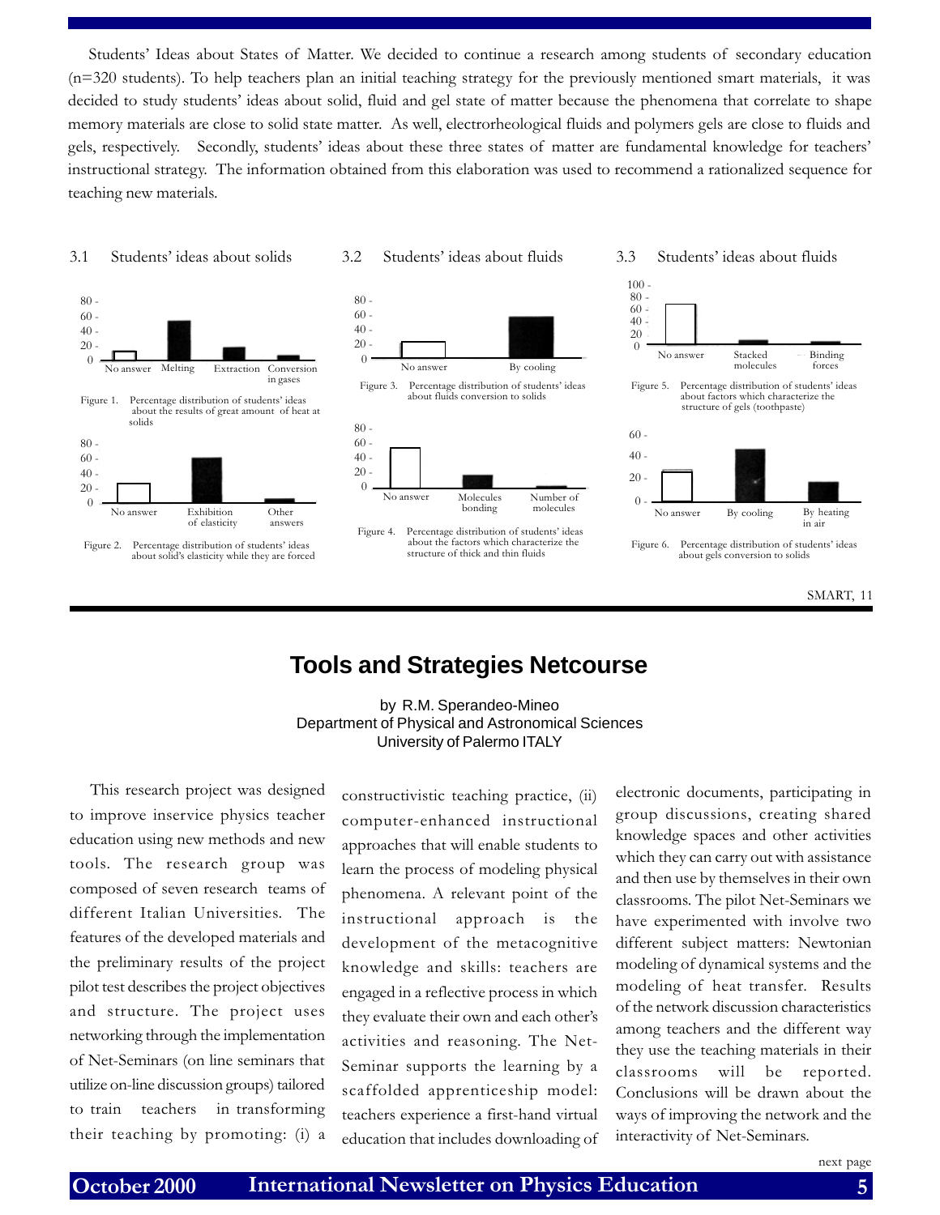Students' Ideas about States of Matter. We decided to continue a research among students of secondary education (n=320 students). To help teachers plan an initial teaching strategy for the previously mentioned smart materials, it was decided to study students' ideas about solid, fluid and gel state of matter because the phenomena that correlate to shape memory materials are close to solid state matter. As well, electrorheological fluids and polymers gels are close to fluids and gels, respectively. Secondly, students' ideas about these three states of matter are fundamental knowledge for teachers' instructional strategy. The information obtained from this elaboration was used to recommend a rationalized sequence for teaching new materials.

### 3.1 Students' ideas about solids

Figure 1. Percentage distribution of students' ideas about the results of great amount of heat at solids

Figure 2. Percentage distribution of students' ideas about solid's elasticity while they are forced

### 3.2 Students' ideas about fluids

Figure 3. Percentage distribution of students' ideas about fluids conversion to solids

Figure 4. Percentage distribution of students' ideas about the factors which characterize the structure of thick and thin fluids

### 3.3 Students' ideas about fluids

Figure 5. Percentage distribution of students' ideas about factors which characterize the structure of gels (toothpaste)

Figure 6. Percentage distribution of students' ideas about gels conversion to solids

SMART, 11

# Tools and Strategies Netcourse

by R.M. Sperandeo-Mineo
Department of Physical and Astronomical Sciences
University of Palermo ITALY

This research project was designed to improve inservice physics teacher education using new methods and new tools. The research group was composed of seven research teams of different Italian Universities. The features of the developed materials and the preliminary results of the project pilot test describes the project objectives and structure. The project uses networking through the implementation of Net-Seminars (on line seminars that utilize on-line discussion groups) tailored to train teachers in transforming their teaching by promoting: (i) a constructivistic teaching practice, (ii) computer-enhanced instructional approaches that will enable students to learn the process of modeling physical phenomena. A relevant point of the instructional approach is the development of the metacognitive knowledge and skills: teachers are engaged in a reflective process in which they evaluate their own and each other's activities and reasoning. The Net-Seminar supports the learning by a scaffolded apprenticeship model: teachers experience a first-hand virtual education that includes downloading of electronic documents, participating in group discussions, creating shared knowledge spaces and other activities which they can carry out with assistance and then use by themselves in their own classrooms. The pilot Net-Seminars we have experimented with involve two different subject matters: Newtonian modeling of dynamical systems and the modeling of heat transfer. Results of the network discussion characteristics among teachers and the different way they use the teaching materials in their classrooms will be reported. Conclusions will be drawn about the ways of improving the network and the interactivity of Net-Seminars.

next page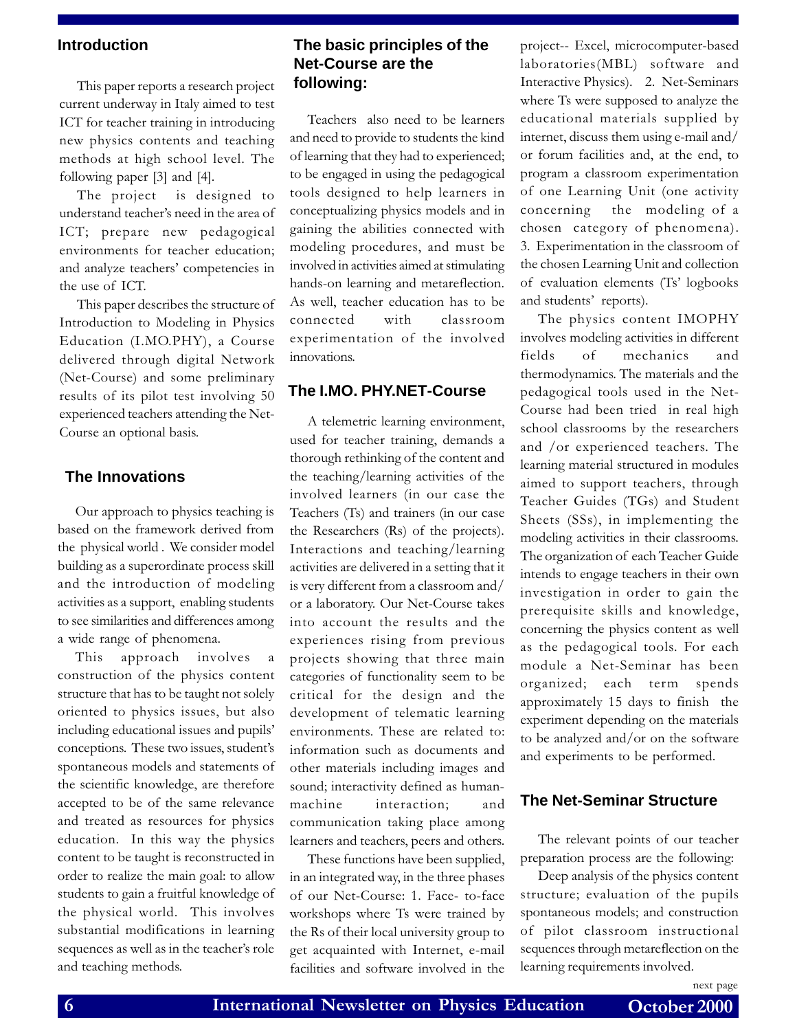## Introduction

This paper reports a research project current underway in Italy aimed to test ICT for teacher training in introducing new physics contents and teaching methods at high school level. The following paper [3] and [4].

The project is designed to understand teacher's need in the area of ICT; prepare new pedagogical environments for teacher education; and analyze teachers' competencies in the use of ICT.

This paper describes the structure of Introduction to Modeling in Physics Education (I.MO.PHY), a Course delivered through digital Network (Net-Course) and some preliminary results of its pilot test involving 50 experienced teachers attending the Net-Course an optional basis.

## The Innovations

Our approach to physics teaching is based on the framework derived from the physical world . We consider model building as a superordinate process skill and the introduction of modeling activities as a support, enabling students to see similarities and differences among a wide range of phenomena.

This approach involves a construction of the physics content structure that has to be taught not solely oriented to physics issues, but also including educational issues and pupils' conceptions. These two issues, student's spontaneous models and statements of the scientific knowledge, are therefore accepted to be of the same relevance and treated as resources for physics education. In this way the physics content to be taught is reconstructed in order to realize the main goal: to allow students to gain a fruitful knowledge of the physical world. This involves substantial modifications in learning sequences as well as in the teacher's role and teaching methods.

## The basic principles of the Net-Course are the following:

Teachers also need to be learners and need to provide to students the kind of learning that they had to experienced; to be engaged in using the pedagogical tools designed to help learners in conceptualizing physics models and in gaining the abilities connected with modeling procedures, and must be involved in activities aimed at stimulating hands-on learning and metareflection. As well, teacher education has to be connected with classroom experimentation of the involved innovations.

## The I.MO. PHY.NET-Course

A telemetric learning environment, used for teacher training, demands a thorough rethinking of the content and the teaching/learning activities of the involved learners (in our case the Teachers (Ts) and trainers (in our case the Researchers (Rs) of the projects). Interactions and teaching/learning activities are delivered in a setting that it is very different from a classroom and/ or a laboratory. Our Net-Course takes into account the results and the experiences rising from previous projects showing that three main categories of functionality seem to be critical for the design and the development of telematic learning environments. These are related to: information such as documents and other materials including images and sound; interactivity defined as human-machine interaction; and communication taking place among learners and teachers, peers and others.

These functions have been supplied, in an integrated way, in the three phases of our Net-Course: 1. Face- to-face workshops where Ts were trained by the Rs of their local university group to get acquainted with Internet, e-mail facilities and software involved in the project-- Excel, microcomputer-based laboratories(MBL) software and Interactive Physics). 2. Net-Seminars where Ts were supposed to analyze the educational materials supplied by internet, discuss them using e-mail and/ or forum facilities and, at the end, to program a classroom experimentation of one Learning Unit (one activity concerning the modeling of a chosen category of phenomena). 3. Experimentation in the classroom of the chosen Learning Unit and collection of evaluation elements (Ts' logbooks and students' reports).

The physics content IMOPHY involves modeling activities in different fields of mechanics and thermodynamics. The materials and the pedagogical tools used in the Net-Course had been tried in real high school classrooms by the researchers and /or experienced teachers. The learning material structured in modules aimed to support teachers, through Teacher Guides (TGs) and Student Sheets (SSs), in implementing the modeling activities in their classrooms. The organization of each Teacher Guide intends to engage teachers in their own investigation in order to gain the prerequisite skills and knowledge, concerning the physics content as well as the pedagogical tools. For each module a Net-Seminar has been organized; each term spends approximately 15 days to finish the experiment depending on the materials to be analyzed and/or on the software and experiments to be performed.

## The Net-Seminar Structure

The relevant points of our teacher preparation process are the following:

Deep analysis of the physics content structure; evaluation of the pupils spontaneous models; and construction of pilot classroom instructional sequences through metareflection on the learning requirements involved.

next page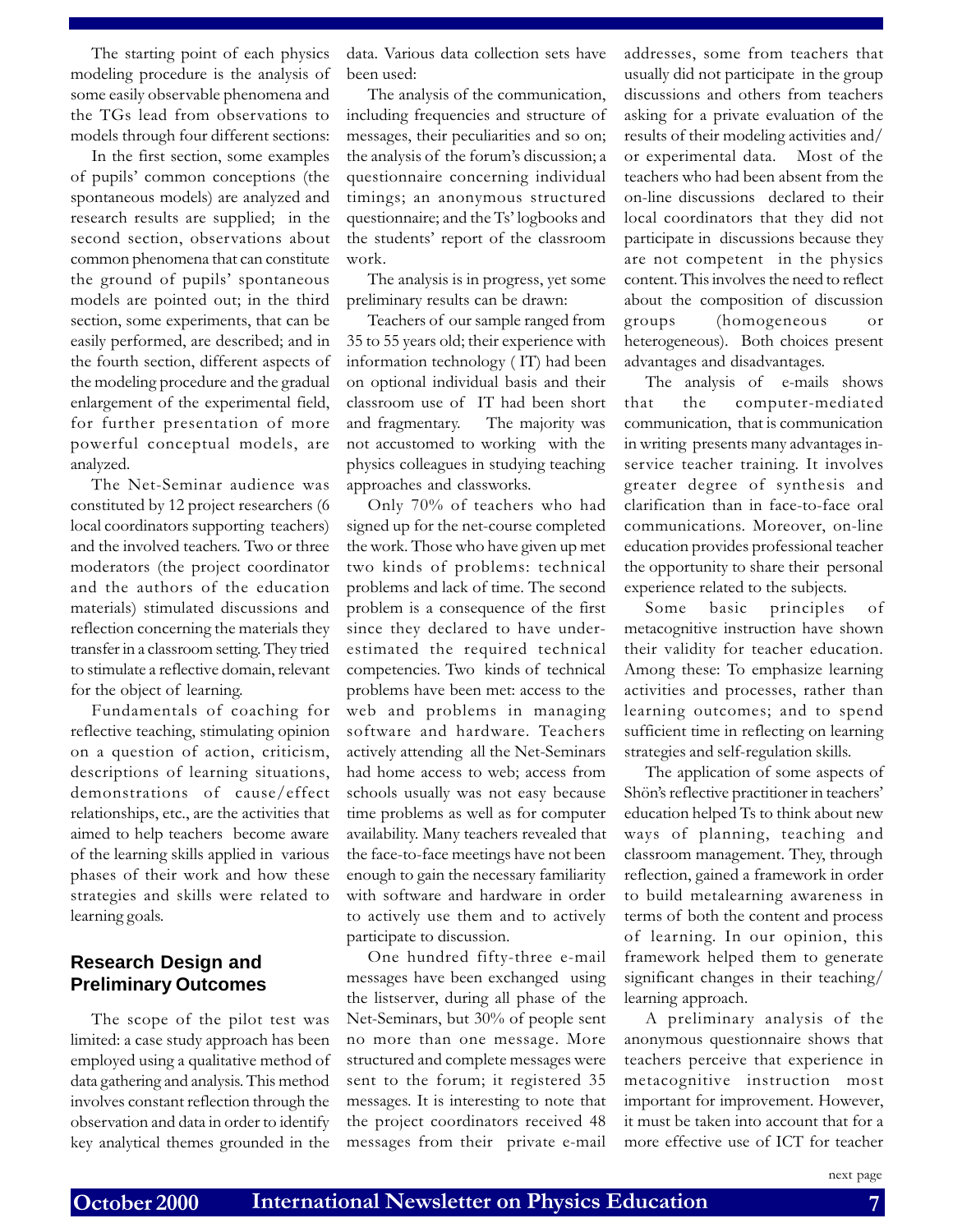The starting point of each physics modeling procedure is the analysis of some easily observable phenomena and the TGs lead from observations to models through four different sections:

In the first section, some examples of pupils' common conceptions (the spontaneous models) are analyzed and research results are supplied; in the second section, observations about common phenomena that can constitute the ground of pupils' spontaneous models are pointed out; in the third section, some experiments, that can be easily performed, are described; and in the fourth section, different aspects of the modeling procedure and the gradual enlargement of the experimental field, for further presentation of more powerful conceptual models, are analyzed.

The Net-Seminar audience was constituted by 12 project researchers (6 local coordinators supporting teachers) and the involved teachers. Two or three moderators (the project coordinator and the authors of the education materials) stimulated discussions and reflection concerning the materials they transfer in a classroom setting. They tried to stimulate a reflective domain, relevant for the object of learning.

Fundamentals of coaching for reflective teaching, stimulating opinion on a question of action, criticism, descriptions of learning situations, demonstrations of cause/effect relationships, etc., are the activities that aimed to help teachers become aware of the learning skills applied in various phases of their work and how these strategies and skills were related to learning goals.

## Research Design and Preliminary Outcomes

The scope of the pilot test was limited: a case study approach has been employed using a qualitative method of data gathering and analysis. This method involves constant reflection through the observation and data in order to identify key analytical themes grounded in the data. Various data collection sets have been used:

The analysis of the communication, including frequencies and structure of messages, their peculiarities and so on; the analysis of the forum's discussion; a questionnaire concerning individual timings; an anonymous structured questionnaire; and the Ts' logbooks and the students' report of the classroom work.

The analysis is in progress, yet some preliminary results can be drawn:

Teachers of our sample ranged from 35 to 55 years old; their experience with information technology ( IT) had been on optional individual basis and their classroom use of IT had been short and fragmentary. The majority was not accustomed to working with the physics colleagues in studying teaching approaches and classworks.

Only 70% of teachers who had signed up for the net-course completed the work. Those who have given up met two kinds of problems: technical problems and lack of time. The second problem is a consequence of the first since they declared to have under-estimated the required technical competencies. Two kinds of technical problems have been met: access to the web and problems in managing software and hardware. Teachers actively attending all the Net-Seminars had home access to web; access from schools usually was not easy because time problems as well as for computer availability. Many teachers revealed that the face-to-face meetings have not been enough to gain the necessary familiarity with software and hardware in order to actively use them and to actively participate to discussion.

One hundred fifty-three e-mail messages have been exchanged using the listserver, during all phase of the Net-Seminars, but 30% of people sent no more than one message. More structured and complete messages were sent to the forum; it registered 35 messages. It is interesting to note that the project coordinators received 48 messages from their private e-mail addresses, some from teachers that usually did not participate in the group discussions and others from teachers asking for a private evaluation of the results of their modeling activities and/or experimental data. Most of the teachers who had been absent from the on-line discussions declared to their local coordinators that they did not participate in discussions because they are not competent in the physics content. This involves the need to reflect about the composition of discussion groups (homogeneous or heterogeneous). Both choices present advantages and disadvantages.

The analysis of e-mails shows that the computer-mediated communication, that is communication in writing presents many advantages in-service teacher training. It involves greater degree of synthesis and clarification than in face-to-face oral communications. Moreover, on-line education provides professional teacher the opportunity to share their personal experience related to the subjects.

Some basic principles of metacognitive instruction have shown their validity for teacher education. Among these: To emphasize learning activities and processes, rather than learning outcomes; and to spend sufficient time in reflecting on learning strategies and self-regulation skills.

The application of some aspects of Shön's reflective practitioner in teachers' education helped Ts to think about new ways of planning, teaching and classroom management. They, through reflection, gained a framework in order to build metalearning awareness in terms of both the content and process of learning. In our opinion, this framework helped them to generate significant changes in their teaching/learning approach.

A preliminary analysis of the anonymous questionnaire shows that teachers perceive that experience in metacognitive instruction most important for improvement. However, it must be taken into account that for a more effective use of ICT for teacher

next page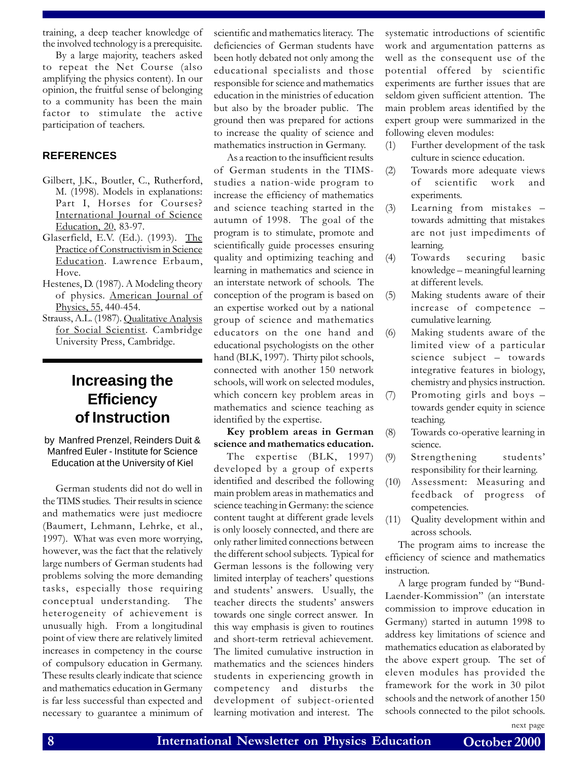training, a deep teacher knowledge of the involved technology is a prerequisite.

By a large majority, teachers asked to repeat the Net Course (also amplifying the physics content). In our opinion, the fruitful sense of belonging to a community has been the main factor to stimulate the active participation of teachers.

### REFERENCES

Gilbert, J.K., Boutler, C., Rutherford, M. (1998). Models in explanations: Part I, Horses for Courses? International Journal of Science Education, 20, 83-97.

Glaserfield, E.V. (Ed.). (1993). The Practice of Constructivism in Science Education. Lawrence Erbaum, Hove.

Hestenes, D. (1987). A Modeling theory of physics. American Journal of Physics, 55, 440-454.

Strauss, A.L. (1987). Qualitative Analysis for Social Scientist. Cambridge University Press, Cambridge.

# Increasing the Efficiency of Instruction

by Manfred Prenzel, Reinders Duit & Manfred Euler - Institute for Science Education at the University of Kiel

German students did not do well in the TIMS studies. Their results in science and mathematics were just mediocre (Baumert, Lehmann, Lehrke, et al., 1997). What was even more worrying, however, was the fact that the relatively large numbers of German students had problems solving the more demanding tasks, especially those requiring conceptual understanding. The heterogeneity of achievement is unusually high. From a longitudinal point of view there are relatively limited increases in competency in the course of compulsory education in Germany. These results clearly indicate that science and mathematics education in Germany is far less successful than expected and necessary to guarantee a minimum of scientific and mathematics literacy. The deficiencies of German students have been hotly debated not only among the educational specialists and those responsible for science and mathematics education in the ministries of education but also by the broader public. The ground then was prepared for actions to increase the quality of science and mathematics instruction in Germany.

As a reaction to the insufficient results of German students in the TIMS-studies a nation-wide program to increase the efficiency of mathematics and science teaching started in the autumn of 1998. The goal of the program is to stimulate, promote and scientifically guide processes ensuring quality and optimizing teaching and learning in mathematics and science in an interstate network of schools. The conception of the program is based on an expertise worked out by a national group of science and mathematics educators on the one hand and educational psychologists on the other hand (BLK, 1997). Thirty pilot schools, connected with another 150 network schools, will work on selected modules, which concern key problem areas in mathematics and science teaching as identified by the expertise.

**Key problem areas in German science and mathematics education.**

The expertise (BLK, 1997) developed by a group of experts identified and described the following main problem areas in mathematics and science teaching in Germany: the science content taught at different grade levels is only loosely connected, and there are only rather limited connections between the different school subjects. Typical for German lessons is the following very limited interplay of teachers' questions and students' answers. Usually, the teacher directs the students' answers towards one single correct answer. In this way emphasis is given to routines and short-term retrieval achievement. The limited cumulative instruction in mathematics and the sciences hinders students in experiencing growth in competency and disturbs the development of subject-oriented learning motivation and interest. The systematic introductions of scientific work and argumentation patterns as well as the consequent use of the potential offered by scientific experiments are further issues that are seldom given sufficient attention. The main problem areas identified by the expert group were summarized in the following eleven modules:

(1) Further development of the task culture in science education.
(2) Towards more adequate views of scientific work and experiments.
(3) Learning from mistakes – towards admitting that mistakes are not just impediments of learning.
(4) Towards securing basic knowledge – meaningful learning at different levels.
(5) Making students aware of their increase of competence – cumulative learning.
(6) Making students aware of the limited view of a particular science subject – towards integrative features in biology, chemistry and physics instruction.
(7) Promoting girls and boys – towards gender equity in science teaching.
(8) Towards co-operative learning in science.
(9) Strengthening students' responsibility for their learning.
(10) Assessment: Measuring and feedback of progress of competencies.
(11) Quality development within and across schools.

The program aims to increase the efficiency of science and mathematics instruction.

A large program funded by "Bund-Laender-Kommission" (an interstate commission to improve education in Germany) started in autumn 1998 to address key limitations of science and mathematics education as elaborated by the above expert group. The set of eleven modules has provided the framework for the work in 30 pilot schools and the network of another 150 schools connected to the pilot schools.

next page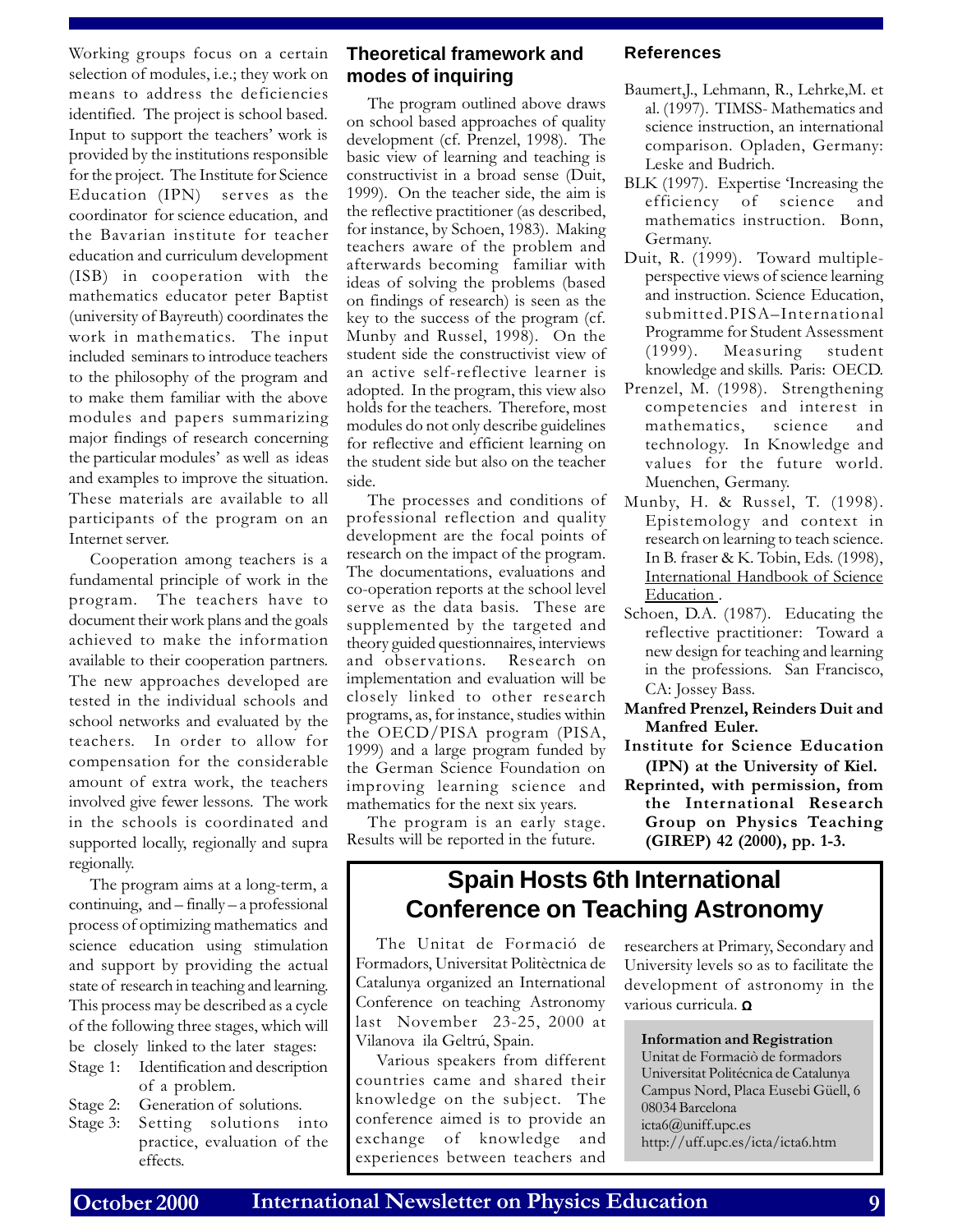Working groups focus on a certain selection of modules, i.e.; they work on means to address the deficiencies identified. The project is school based. Input to support the teachers' work is provided by the institutions responsible for the project. The Institute for Science Education (IPN) serves as the coordinator for science education, and the Bavarian institute for teacher education and curriculum development (ISB) in cooperation with the mathematics educator peter Baptist (university of Bayreuth) coordinates the work in mathematics. The input included seminars to introduce teachers to the philosophy of the program and to make them familiar with the above modules and papers summarizing major findings of research concerning the particular modules' as well as ideas and examples to improve the situation. These materials are available to all participants of the program on an Internet server.

Cooperation among teachers is a fundamental principle of work in the program. The teachers have to document their work plans and the goals achieved to make the information available to their cooperation partners. The new approaches developed are tested in the individual schools and school networks and evaluated by the teachers. In order to allow for compensation for the considerable amount of extra work, the teachers involved give fewer lessons. The work in the schools is coordinated and supported locally, regionally and supra regionally.

The program aims at a long-term, a continuing, and – finally – a professional process of optimizing mathematics and science education using stimulation and support by providing the actual state of research in teaching and learning. This process may be described as a cycle of the following three stages, which will be closely linked to the later stages:

- Stage 1: Identification and description of a problem.
- Stage 2: Generation of solutions.
- Stage 3: Setting solutions into practice, evaluation of the effects.

## Theoretical framework and modes of inquiring

The program outlined above draws on school based approaches of quality development (cf. Prenzel, 1998). The basic view of learning and teaching is constructivist in a broad sense (Duit, 1999). On the teacher side, the aim is the reflective practitioner (as described, for instance, by Schoen, 1983). Making teachers aware of the problem and afterwards becoming familiar with ideas of solving the problems (based on findings of research) is seen as the key to the success of the program (cf. Munby and Russel, 1998). On the student side the constructivist view of an active self-reflective learner is adopted. In the program, this view also holds for the teachers. Therefore, most modules do not only describe guidelines for reflective and efficient learning on the student side but also on the teacher side.

The processes and conditions of professional reflection and quality development are the focal points of research on the impact of the program. The documentations, evaluations and co-operation reports at the school level serve as the data basis. These are supplemented by the targeted and theory guided questionnaires, interviews and observations. Research on implementation and evaluation will be closely linked to other research programs, as, for instance, studies within the OECD/PISA program (PISA, 1999) and a large program funded by the German Science Foundation on improving learning science and mathematics for the next six years.

The program is an early stage. Results will be reported in the future.

### References

Baumert,J., Lehmann, R., Lehrke,M. et al. (1997). TIMSS- Mathematics and science instruction, an international comparison. Opladen, Germany: Leske and Budrich.

BLK (1997). Expertise 'Increasing the efficiency of science and mathematics instruction. Bonn, Germany.

Duit, R. (1999). Toward multiple-perspective views of science learning and instruction. Science Education, submitted.PISA–International Programme for Student Assessment (1999). Measuring student knowledge and skills. Paris: OECD.

Prenzel, M. (1998). Strengthening competencies and interest in mathematics, science and technology. In Knowledge and values for the future world. Muenchen, Germany.

Munby, H. & Russel, T. (1998). Epistemology and context in research on learning to teach science. In B. fraser & K. Tobin, Eds. (1998), International Handbook of Science Education .

Schoen, D.A. (1987). Educating the reflective practitioner: Toward a new design for teaching and learning in the professions. San Francisco, CA: Jossey Bass.

**Manfred Prenzel, Reinders Duit and Manfred Euler.**

**Institute for Science Education (IPN) at the University of Kiel.**

**Reprinted, with permission, from the International Research Group on Physics Teaching (GIREP) 42 (2000), pp. 1-3.**

## Spain Hosts 6th International Conference on Teaching Astronomy

The Unitat de Formació de Formadors, Universitat Politèctnica de Catalunya organized an International Conference on teaching Astronomy last November 23-25, 2000 at Vilanova ila Geltrú, Spain.

Various speakers from different countries came and shared their knowledge on the subject. The conference aimed is to provide an exchange of knowledge and experiences between teachers and researchers at Primary, Secondary and University levels so as to facilitate the development of astronomy in the various curricula. Ω

**Information and Registration**
Unitat de Formaciò de formadors
Universitat Politécnica de Catalunya
Campus Nord, Placa Eusebi Güell, 6
08034 Barcelona
icta6@uniff.upc.es
http://uff.upc.es/icta/icta6.htm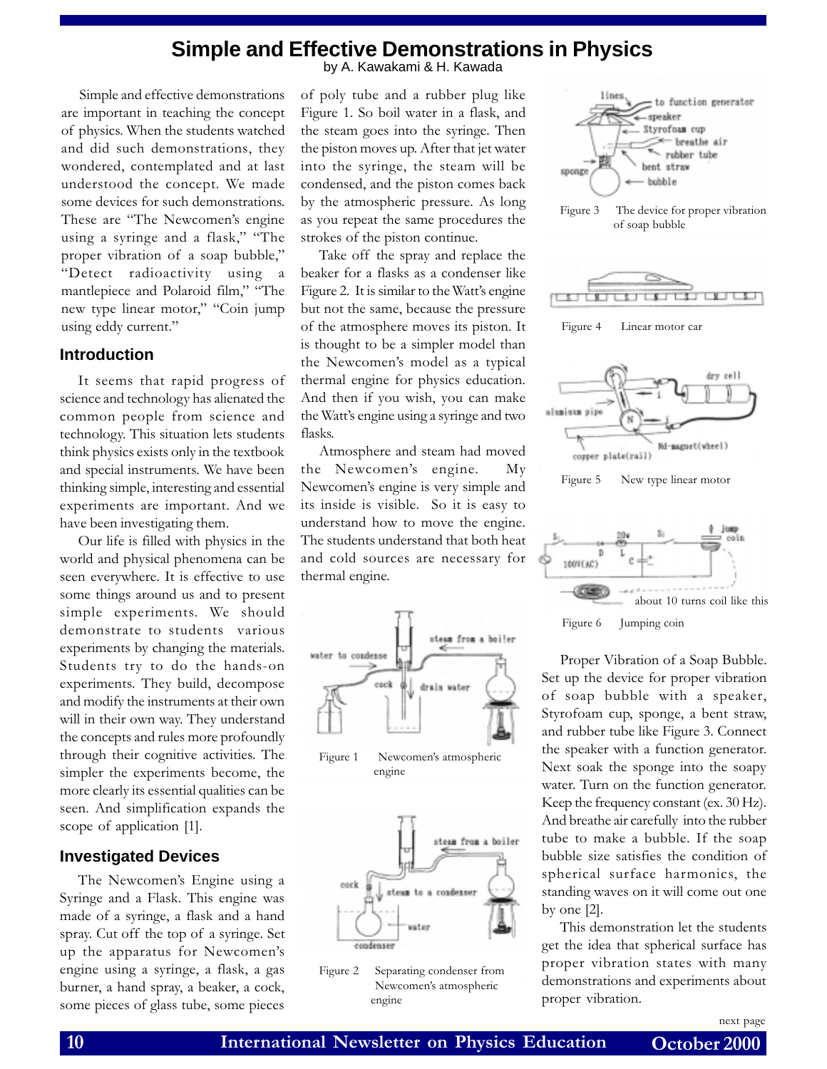# Simple and Effective Demonstrations in Physics

by A. Kawakami & H. Kawada

Simple and effective demonstrations are important in teaching the concept of physics. When the students watched and did such demonstrations, they wondered, contemplated and at last understood the concept. We made some devices for such demonstrations. These are "The Newcomen's engine using a syringe and a flask," "The proper vibration of a soap bubble," "Detect radioactivity using a mantlepiece and Polaroid film," "The new type linear motor," "Coin jump using eddy current."

## Introduction

It seems that rapid progress of science and technology has alienated the common people from science and technology. This situation lets students think physics exists only in the textbook and special instruments. We have been thinking simple, interesting and essential experiments are important. And we have been investigating them.

Our life is filled with physics in the world and physical phenomena can be seen everywhere. It is effective to use some things around us and to present simple experiments. We should demonstrate to students various experiments by changing the materials. Students try to do the hands-on experiments. They build, decompose and modify the instruments at their own will in their own way. They understand the concepts and rules more profoundly through their cognitive activities. The simpler the experiments become, the more clearly its essential qualities can be seen. And simplification expands the scope of application [1].

## Investigated Devices

The Newcomen's Engine using a Syringe and a Flask. This engine was made of a syringe, a flask and a hand spray. Cut off the top of a syringe. Set up the apparatus for Newcomen's engine using a syringe, a flask, a gas burner, a hand spray, a beaker, a cock, some pieces of glass tube, some pieces of poly tube and a rubber plug like Figure 1. So boil water in a flask, and the steam goes into the syringe. Then the piston moves up. After that jet water into the syringe, the steam will be condensed, and the piston comes back by the atmospheric pressure. As long as you repeat the same procedures the strokes of the piston continue.

Take off the spray and replace the beaker for a flasks as a condenser like Figure 2. It is similar to the Watt's engine but not the same, because the pressure of the atmosphere moves its piston. It is thought to be a simpler model than the Newcomen's model as a typical thermal engine for physics education. And then if you wish, you can make the Watt's engine using a syringe and two flasks.

Atmosphere and steam had moved the Newcomen's engine. My Newcomen's engine is very simple and its inside is visible. So it is easy to understand how to move the engine. The students understand that both heat and cold sources are necessary for thermal engine.

Figure 1 Newcomen's atmospheric engine

Figure 2 Separating condenser from Newcomen's atmospheric engine

Figure 3 The device for proper vibration of soap bubble

Figure 4 Linear motor car

Figure 5 New type linear motor

Figure 6 Jumping coin

Proper Vibration of a Soap Bubble. Set up the device for proper vibration of soap bubble with a speaker, Styrofoam cup, sponge, a bent straw, and rubber tube like Figure 3. Connect the speaker with a function generator. Next soak the sponge into the soapy water. Turn on the function generator. Keep the frequency constant (ex. 30 Hz). And breathe air carefully into the rubber tube to make a bubble. If the soap bubble size satisfies the condition of spherical surface harmonics, the standing waves on it will come out one by one [2].

This demonstration let the students get the idea that spherical surface has proper vibration states with many demonstrations and experiments about proper vibration.

next page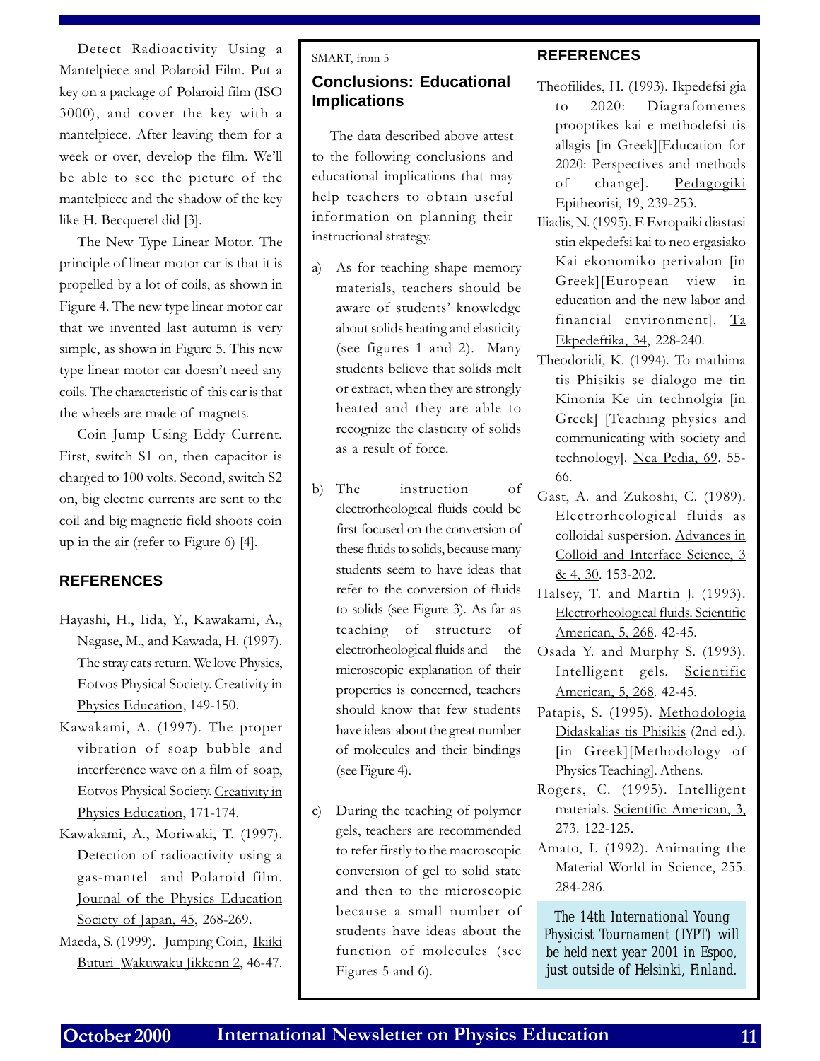Detect Radioactivity Using a Mantelpiece and Polaroid Film. Put a key on a package of Polaroid film (ISO 3000), and cover the key with a mantelpiece. After leaving them for a week or over, develop the film. We'll be able to see the picture of the mantelpiece and the shadow of the key like H. Becquerel did [3].

The New Type Linear Motor. The principle of linear motor car is that it is propelled by a lot of coils, as shown in Figure 4. The new type linear motor car that we invented last autumn is very simple, as shown in Figure 5. This new type linear motor car doesn't need any coils. The characteristic of this car is that the wheels are made of magnets.

Coin Jump Using Eddy Current. First, switch S1 on, then capacitor is charged to 100 volts. Second, switch S2 on, big electric currents are sent to the coil and big magnetic field shoots coin up in the air (refer to Figure 6) [4].

### REFERENCES

Hayashi, H., Iida, Y., Kawakami, A., Nagase, M., and Kawada, H. (1997). The stray cats return. We love Physics, Eotvos Physical Society. Creativity in Physics Education, 149-150.

Kawakami, A. (1997). The proper vibration of soap bubble and interference wave on a film of soap, Eotvos Physical Society. Creativity in Physics Education, 171-174.

Kawakami, A., Moriwaki, T. (1997). Detection of radioactivity using a gas-mantel and Polaroid film. Journal of the Physics Education Society of Japan, 45, 268-269.

Maeda, S. (1999). Jumping Coin, Ikiiki Buturi Wakuwaku Jikkenn 2, 46-47.

---

SMART, from 5

## Conclusions: Educational Implications

The data described above attest to the following conclusions and educational implications that may help teachers to obtain useful information on planning their instructional strategy.

a) As for teaching shape memory materials, teachers should be aware of students' knowledge about solids heating and elasticity (see figures 1 and 2). Many students believe that solids melt or extract, when they are strongly heated and they are able to recognize the elasticity of solids as a result of force.

b) The instruction of electrorheological fluids could be first focused on the conversion of these fluids to solids, because many students seem to have ideas that refer to the conversion of fluids to solids (see Figure 3). As far as teaching of structure of electrorheological fluids and the microscopic explanation of their properties is concerned, teachers should know that few students have ideas about the great number of molecules and their bindings (see Figure 4).

c) During the teaching of polymer gels, teachers are recommended to refer firstly to the macroscopic conversion of gel to solid state and then to the microscopic because a small number of students have ideas about the function of molecules (see Figures 5 and 6).

### REFERENCES

Theofilides, H. (1993). Ikpedefsi gia to 2020: Diagrafomenes prooptikes kai methodefsi tis allagis [in Greek][Education for 2020: Perspectives and methods of change]. Pedagogiki Epitheorisi, 19, 239-253.

Iliadis, N. (1995). E Evropaiki diastasi stin ekpedefsi kai to neo ergasiako Kai ekonomiko perivalon [in Greek][European view in education and the new labor and financial environment]. Ta Ekpedeftika, 34, 228-240.

Theodoridi, K. (1994). To mathima tis Phisikis se dialogo me tin Kinonia Ke tin technolgia [in Greek] [Teaching physics and communicating with society and technology]. Nea Pedia, 69. 55-66.

Gast, A. and Zukoshi, C. (1989). Electrorheological fluids as colloidal suspension. Advances in Colloid and Interface Science, 3 & 4, 30. 153-202.

Halsey, T. and Martin J. (1993). Electrorheological fluids. Scientific American, 5, 268. 42-45.

Osada Y. and Murphy S. (1993). Intelligent gels. Scientific American, 5, 268. 42-45.

Patapis, S. (1995). Methodologia Didaskalias tis Phisikis (2nd ed.). [in Greek][Methodology of Physics Teaching]. Athens.

Rogers, C. (1995). Intelligent materials. Scientific American, 3, 273. 122-125.

Amato, I. (1992). Animating the Material World in Science, 255. 284-286.

*The 14th International Young Physicist Tournament (IYPT) will be held next year 2001 in Espoo, just outside of Helsinki, Finland.*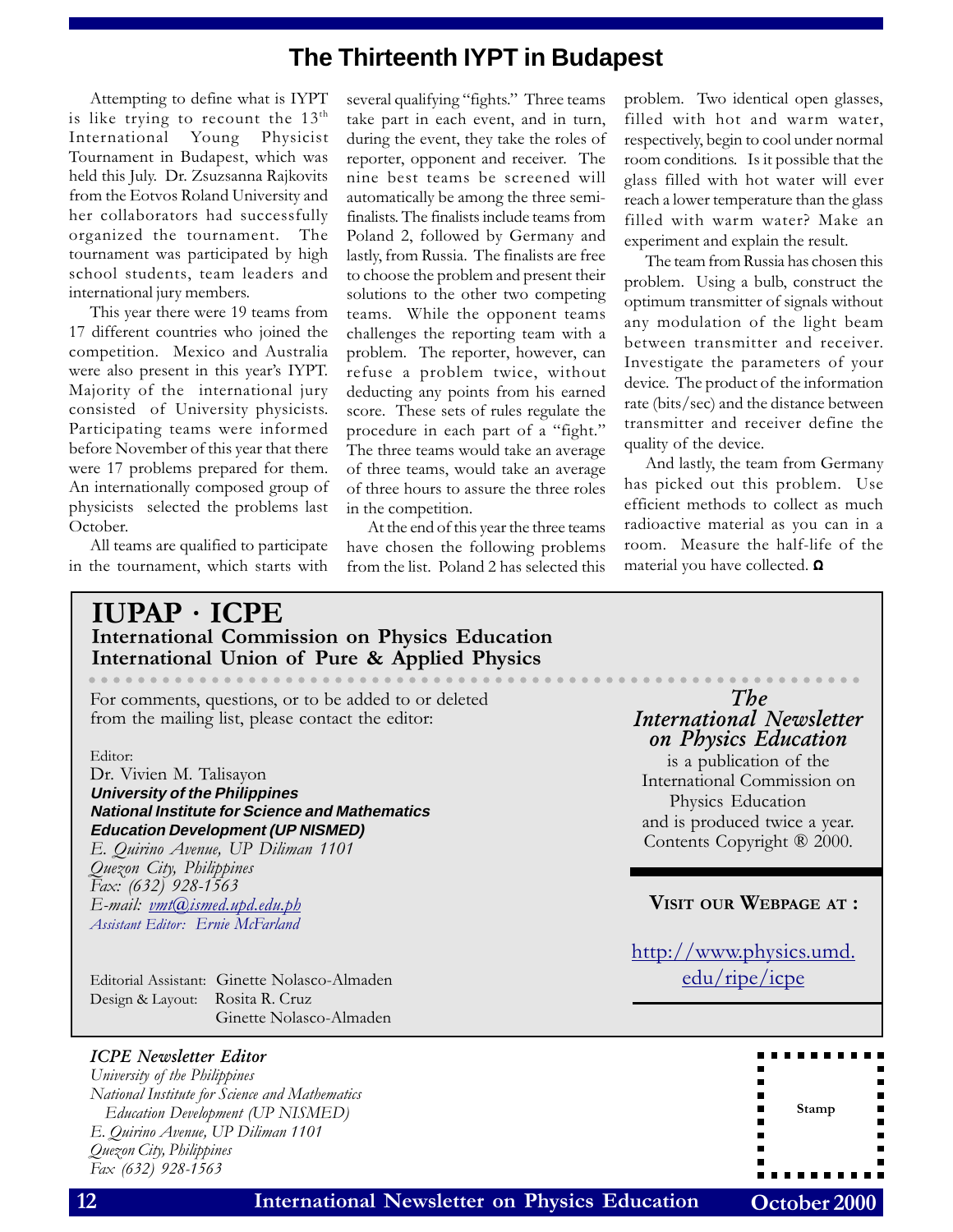# The Thirteenth IYPT in Budapest

Attempting to define what is IYPT is like trying to recount the 13th International Young Physicist Tournament in Budapest, which was held this July. Dr. Zsuzsanna Rajkovits from the Eotvos Roland University and her collaborators had successfully organized the tournament. The tournament was participated by high school students, team leaders and international jury members.

This year there were 19 teams from 17 different countries who joined the competition. Mexico and Australia were also present in this year's IYPT. Majority of the international jury consisted of University physicists. Participating teams were informed before November of this year that there were 17 problems prepared for them. An internationally composed group of physicists selected the problems last October.

All teams are qualified to participate in the tournament, which starts with several qualifying "fights." Three teams take part in each event, and in turn, during the event, they take the roles of reporter, opponent and receiver. The nine best teams be screened will automatically be among the three semi-finalists. The finalists include teams from Poland 2, followed by Germany and lastly, from Russia. The finalists are free to choose the problem and present their solutions to the other two competing teams. While the opponent teams challenges the reporting team with a problem. The reporter, however, can refuse a problem twice, without deducting any points from his earned score. These sets of rules regulate the procedure in each part of a "fight." The three teams would take an average of three teams, would take an average of three hours to assure the three roles in the competition.

At the end of this year the three teams have chosen the following problems from the list. Poland 2 has selected this problem. Two identical open glasses, filled with hot and warm water, respectively, begin to cool under normal room conditions. Is it possible that the glass filled with hot water will ever reach a lower temperature than the glass filled with warm water? Make an experiment and explain the result.

The team from Russia has chosen this problem. Using a bulb, construct the optimum transmitter of signals without any modulation of the light beam between transmitter and receiver. Investigate the parameters of your device. The product of the information rate (bits/sec) and the distance between transmitter and receiver define the quality of the device.

And lastly, the team from Germany has picked out this problem. Use efficient methods to collect as much radioactive material as you can in a room. Measure the half-life of the material you have collected. Ω

---

# IUPAP · ICPE

**International Commission on Physics Education**
**International Union of Pure & Applied Physics**

For comments, questions, or to be added to or deleted from the mailing list, please contact the editor:

Editor:
Dr. Vivien M. Talisayon
***University of the Philippines***
***National Institute for Science and Mathematics Education Development (UP NISMED)***
*E. Quirino Avenue, UP Diliman 1101*
*Quezon City, Philippines*
*Fax: (632) 928-1563*
*E-mail: vmt@ismed.upd.edu.ph*
*Assistant Editor: Ernie McFarland*

Editorial Assistant: Ginette Nolasco-Almaden
Design & Layout: Rosita R. Cruz
Ginette Nolasco-Almaden

***The International Newsletter on Physics Education*** is a publication of the International Commission on Physics Education and is produced twice a year. Contents Copyright ® 2000.

**Visit our Webpage at :**

http://www.physics.umd.edu/ripe/icpe

---

***ICPE Newsletter Editor***
*University of the Philippines*
*National Institute for Science and Mathematics Education Development (UP NISMED)*
*E. Quirino Avenue, UP Diliman 1101*
*Quezon City, Philippines*
*Fax (632) 928-1563*

Stamp